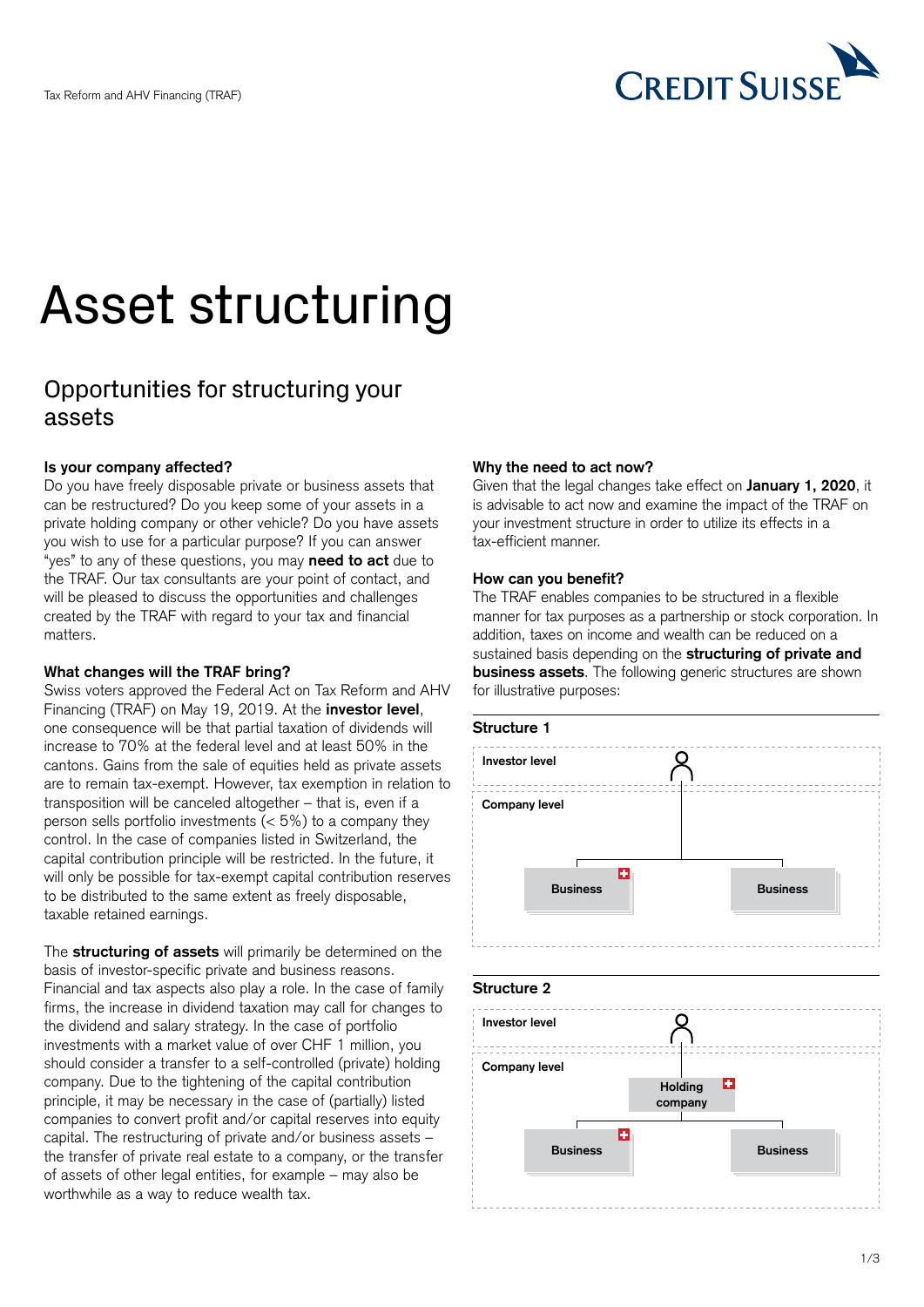# Asset structuring

## Opportunities for structuring your assets

**Is your company affected?**
Do you have freely disposable private or business assets that can be restructured? Do you keep some of your assets in a private holding company or other vehicle? Do you have assets you wish to use for a particular purpose? If you can answer "yes" to any of these questions, you may **need to act** due to the TRAF. Our tax consultants are your point of contact, and will be pleased to discuss the opportunities and challenges created by the TRAF with regard to your tax and financial matters.

**What changes will the TRAF bring?**
Swiss voters approved the Federal Act on Tax Reform and AHV Financing (TRAF) on May 19, 2019. At the **investor level**, one consequence will be that partial taxation of dividends will increase to 70% at the federal level and at least 50% in the cantons. Gains from the sale of equities held as private assets are to remain tax-exempt. However, tax exemption in relation to transposition will be canceled altogether – that is, even if a person sells portfolio investments (< 5%) to a company they control. In the case of companies listed in Switzerland, the capital contribution principle will be restricted. In the future, it will only be possible for tax-exempt capital contribution reserves to be distributed to the same extent as freely disposable, taxable retained earnings.

The **structuring of assets** will primarily be determined on the basis of investor-specific private and business reasons. Financial and tax aspects also play a role. In the case of family firms, the increase in dividend taxation may call for changes to the dividend and salary strategy. In the case of portfolio investments with a market value of over CHF 1 million, you should consider a transfer to a self-controlled (private) holding company. Due to the tightening of the capital contribution principle, it may be necessary in the case of (partially) listed companies to convert profit and/or capital reserves into equity capital. The restructuring of private and/or business assets – the transfer of private real estate to a company, or the transfer of assets of other legal entities, for example – may also be worthwhile as a way to reduce wealth tax.

**Why the need to act now?**
Given that the legal changes take effect on **January 1, 2020**, it is advisable to act now and examine the impact of the TRAF on your investment structure in order to utilize its effects in a tax-efficient manner.

**How can you benefit?**
The TRAF enables companies to be structured in a flexible manner for tax purposes as a partnership or stock corporation. In addition, taxes on income and wealth can be reduced on a sustained basis depending on the **structuring of private and business assets**. The following generic structures are shown for illustrative purposes:

**Structure 1**

Investor level

Company level

Business | Business

**Structure 2**

Investor level

Company level

Holding company

Business | Business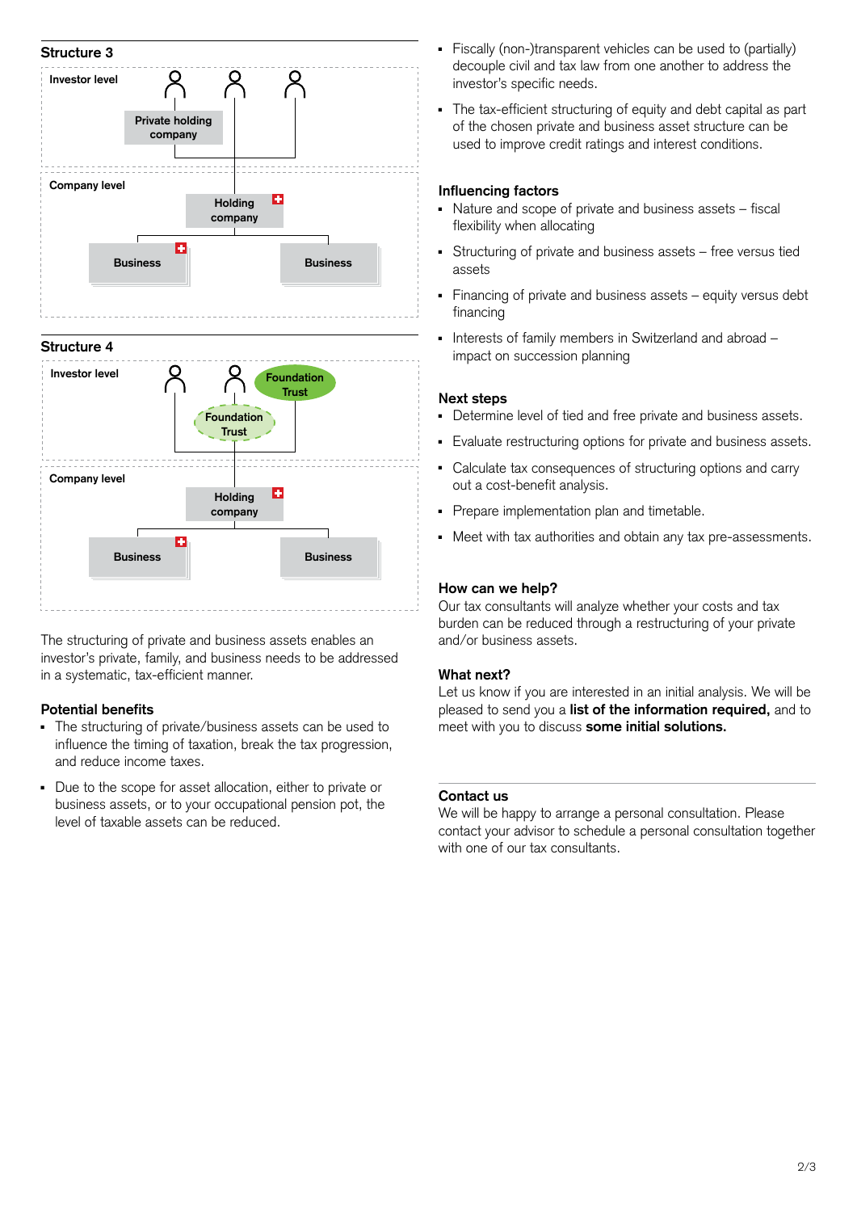## Structure 3

Investor level

Private holding company

Company level

Holding company

Business

Business

## Structure 4

Investor level

Foundation Trust

Foundation Trust

Company level

Holding company

Business

Business

The structuring of private and business assets enables an investor's private, family, and business needs to be addressed in a systematic, tax-efficient manner.

### Potential benefits

- The structuring of private/business assets can be used to influence the timing of taxation, break the tax progression, and reduce income taxes.
- Due to the scope for asset allocation, either to private or business assets, or to your occupational pension pot, the level of taxable assets can be reduced.
- Fiscally (non-)transparent vehicles can be used to (partially) decouple civil and tax law from one another to address the investor's specific needs.
- The tax-efficient structuring of equity and debt capital as part of the chosen private and business asset structure can be used to improve credit ratings and interest conditions.

### Influencing factors

- Nature and scope of private and business assets – fiscal flexibility when allocating
- Structuring of private and business assets – free versus tied assets
- Financing of private and business assets – equity versus debt financing
- Interests of family members in Switzerland and abroad – impact on succession planning

### Next steps

- Determine level of tied and free private and business assets.
- Evaluate restructuring options for private and business assets.
- Calculate tax consequences of structuring options and carry out a cost-benefit analysis.
- Prepare implementation plan and timetable.
- Meet with tax authorities and obtain any tax pre-assessments.

### How can we help?

Our tax consultants will analyze whether your costs and tax burden can be reduced through a restructuring of your private and/or business assets.

### What next?

Let us know if you are interested in an initial analysis. We will be pleased to send you a **list of the information required,** and to meet with you to discuss **some initial solutions.**

### Contact us

We will be happy to arrange a personal consultation. Please contact your advisor to schedule a personal consultation together with one of our tax consultants.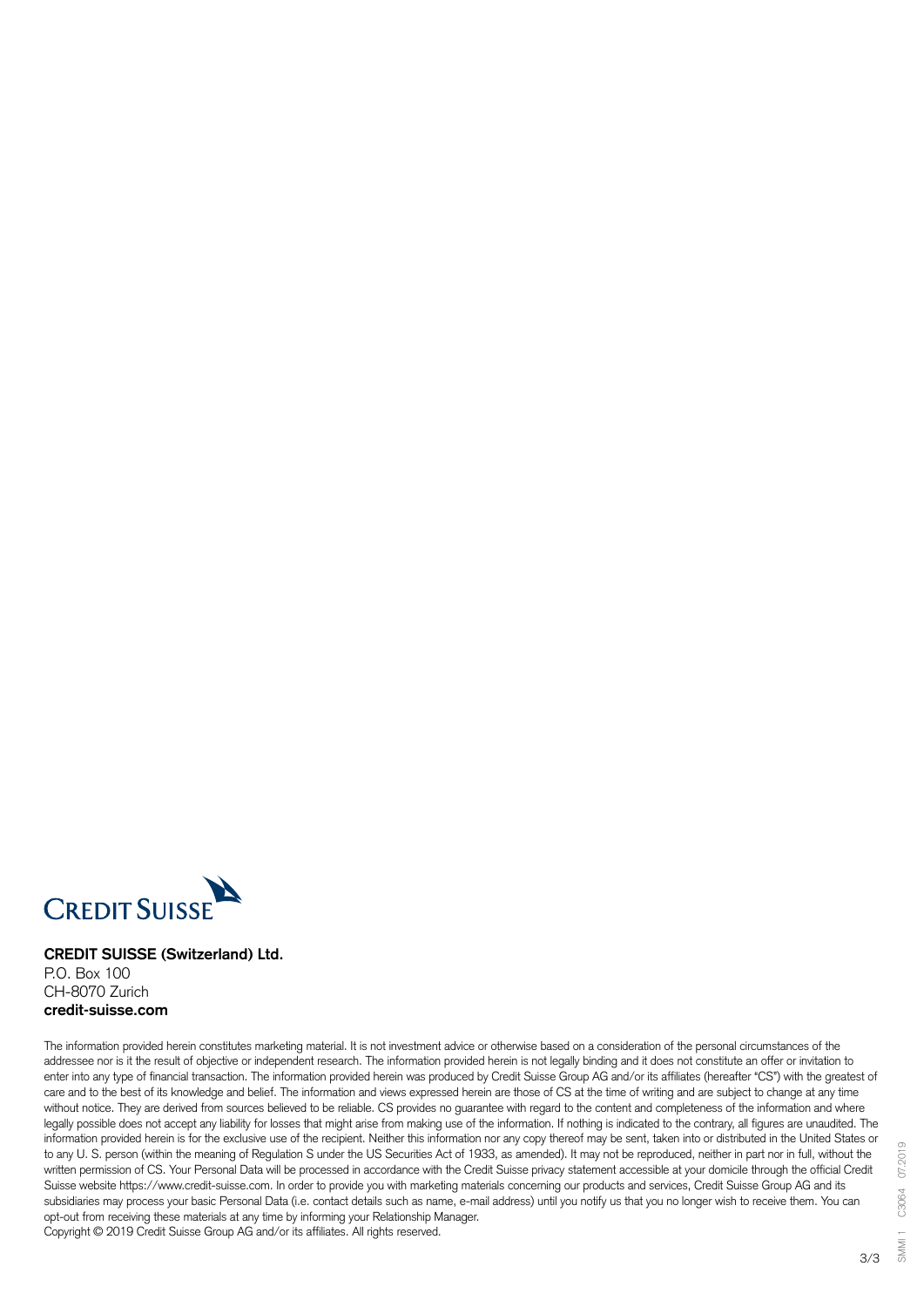**CREDIT SUISSE (Switzerland) Ltd.**
P.O. Box 100
CH-8070 Zurich
**credit-suisse.com**

The information provided herein constitutes marketing material. It is not investment advice or otherwise based on a consideration of the personal circumstances of the addressee nor is it the result of objective or independent research. The information provided herein is not legally binding and it does not constitute an offer or invitation to enter into any type of financial transaction. The information provided herein was produced by Credit Suisse Group AG and/or its affiliates (hereafter "CS") with the greatest of care and to the best of its knowledge and belief. The information and views expressed herein are those of CS at the time of writing and are subject to change at any time without notice. They are derived from sources believed to be reliable. CS provides no guarantee with regard to the content and completeness of the information and where legally possible does not accept any liability for losses that might arise from making use of the information. If nothing is indicated to the contrary, all figures are unaudited. The information provided herein is for the exclusive use of the recipient. Neither this information nor any copy thereof may be sent, taken into or distributed in the United States or to any U. S. person (within the meaning of Regulation S under the US Securities Act of 1933, as amended). It may not be reproduced, neither in part nor in full, without the written permission of CS. Your Personal Data will be processed in accordance with the Credit Suisse privacy statement accessible at your domicile through the official Credit Suisse website https://www.credit-suisse.com. In order to provide you with marketing materials concerning our products and services, Credit Suisse Group AG and its subsidiaries may process your basic Personal Data (i.e. contact details such as name, e-mail address) until you notify us that you no longer wish to receive them. You can opt-out from receiving these materials at any time by informing your Relationship Manager.
Copyright © 2019 Credit Suisse Group AG and/or its affiliates. All rights reserved.

SMMI 1 C3064 07.2019